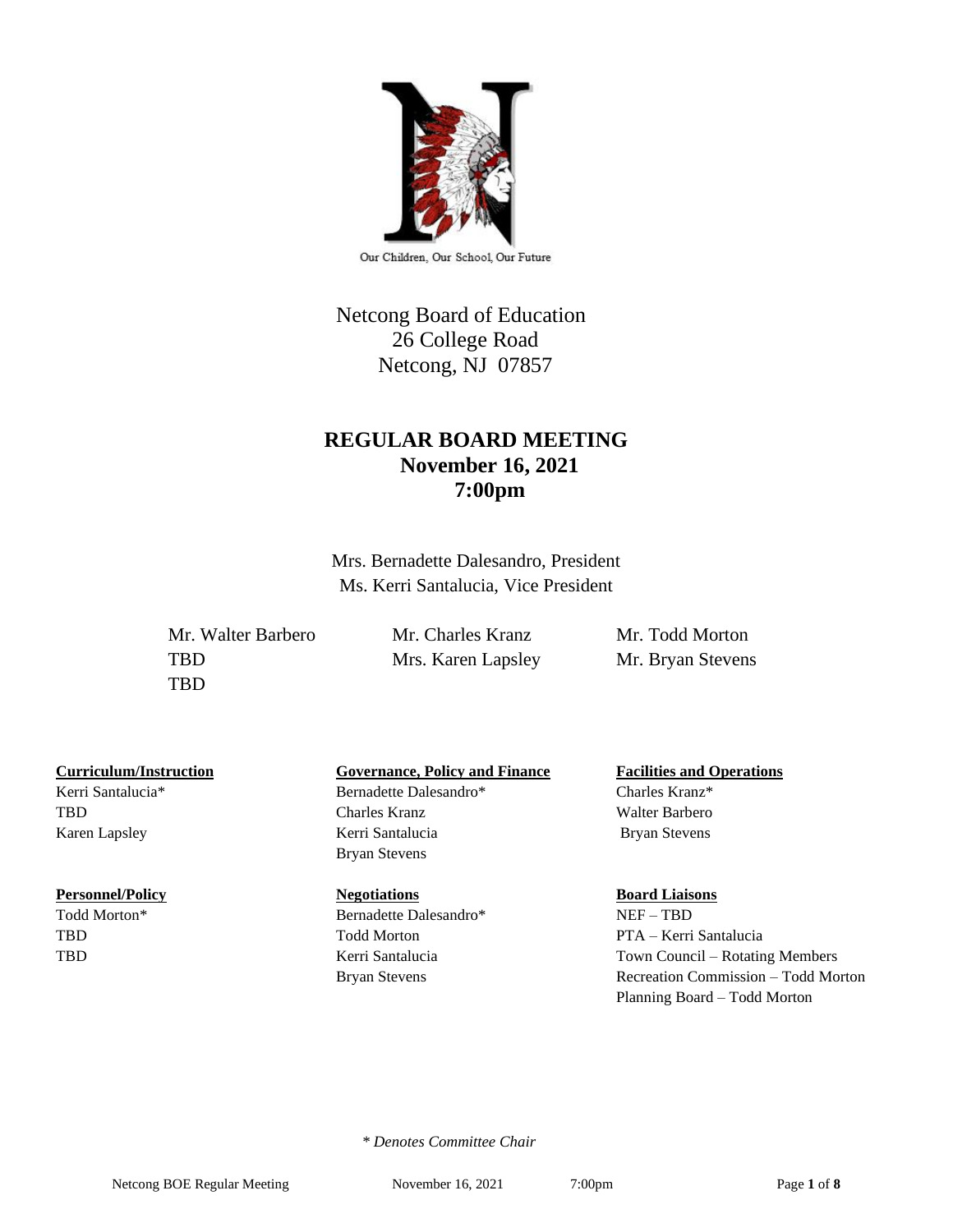Our Children, Our School, Our Future

Netcong Board of Education
26 College Road
Netcong, NJ 07857

# REGULAR BOARD MEETING
## November 16, 2021
## 7:00pm

Mrs. Bernadette Dalesandro, President
Ms. Kerri Santalucia, Vice President

| | | |
|---|---|---|
| Mr. Walter Barbero | Mr. Charles Kranz | Mr. Todd Morton |
| TBD | Mrs. Karen Lapsley | Mr. Bryan Stevens |
| TBD | | |

**Curriculum/Instruction**
Kerri Santalucia*
TBD
Karen Lapsley

**Governance, Policy and Finance**
Bernadette Dalesandro*
Charles Kranz
Kerri Santalucia
Bryan Stevens

**Facilities and Operations**
Charles Kranz*
Walter Barbero
Bryan Stevens

**Personnel/Policy**
Todd Morton*
TBD
TBD

**Negotiations**
Bernadette Dalesandro*
Todd Morton
Kerri Santalucia
Bryan Stevens

**Board Liaisons**
NEF – TBD
PTA – Kerri Santalucia
Town Council – Rotating Members
Recreation Commission – Todd Morton
Planning Board – Todd Morton

*\* Denotes Committee Chair*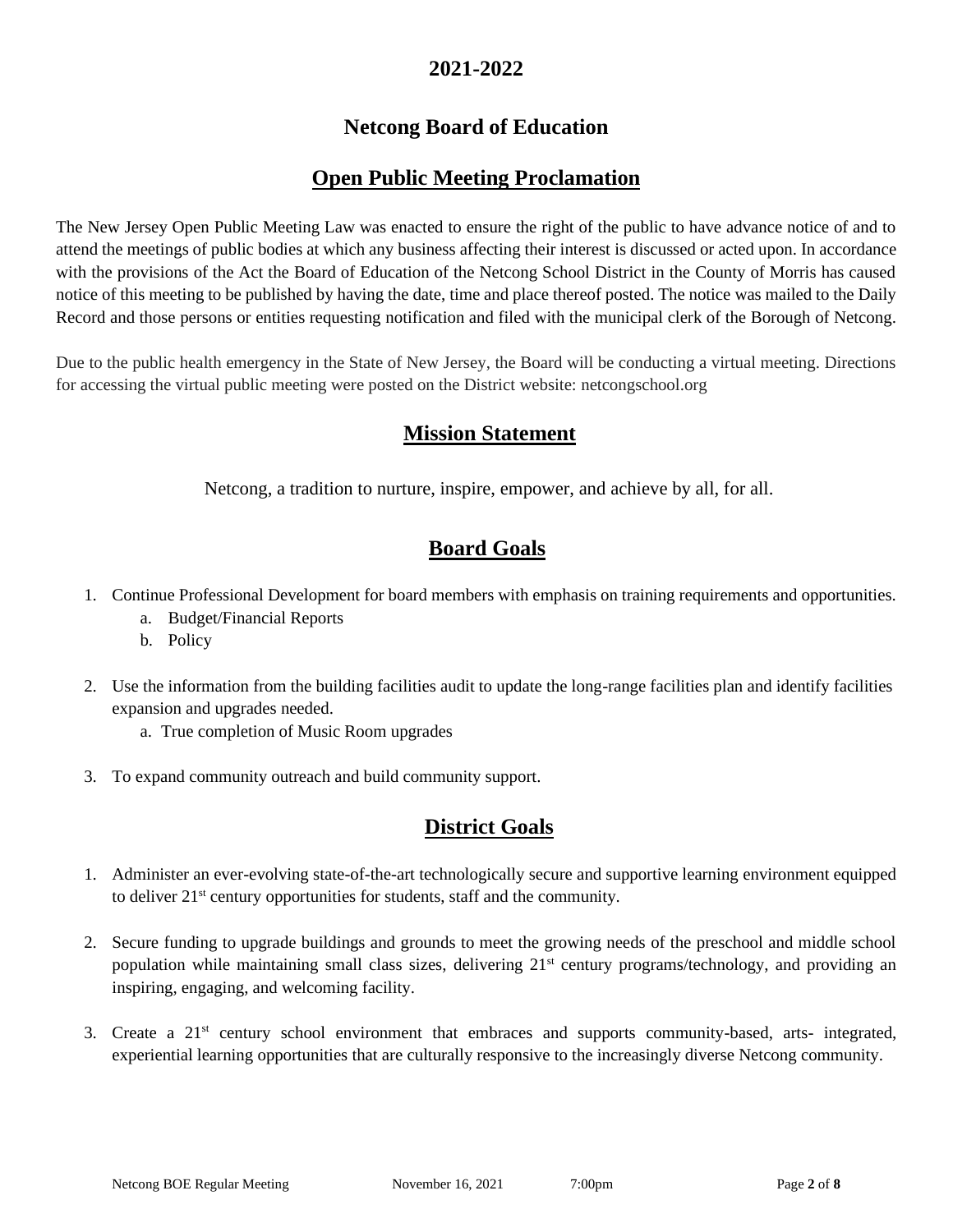## 2021-2022

## Netcong Board of Education

## Open Public Meeting Proclamation

The New Jersey Open Public Meeting Law was enacted to ensure the right of the public to have advance notice of and to attend the meetings of public bodies at which any business affecting their interest is discussed or acted upon. In accordance with the provisions of the Act the Board of Education of the Netcong School District in the County of Morris has caused notice of this meeting to be published by having the date, time and place thereof posted. The notice was mailed to the Daily Record and those persons or entities requesting notification and filed with the municipal clerk of the Borough of Netcong.

Due to the public health emergency in the State of New Jersey, the Board will be conducting a virtual meeting. Directions for accessing the virtual public meeting were posted on the District website: netcongschool.org

## Mission Statement

Netcong, a tradition to nurture, inspire, empower, and achieve by all, for all.

## Board Goals

1. Continue Professional Development for board members with emphasis on training requirements and opportunities.
   a. Budget/Financial Reports
   b. Policy
2. Use the information from the building facilities audit to update the long-range facilities plan and identify facilities expansion and upgrades needed.
   a. True completion of Music Room upgrades
3. To expand community outreach and build community support.

## District Goals

1. Administer an ever-evolving state-of-the-art technologically secure and supportive learning environment equipped to deliver 21st century opportunities for students, staff and the community.
2. Secure funding to upgrade buildings and grounds to meet the growing needs of the preschool and middle school population while maintaining small class sizes, delivering 21st century programs/technology, and providing an inspiring, engaging, and welcoming facility.
3. Create a 21st century school environment that embraces and supports community-based, arts- integrated, experiential learning opportunities that are culturally responsive to the increasingly diverse Netcong community.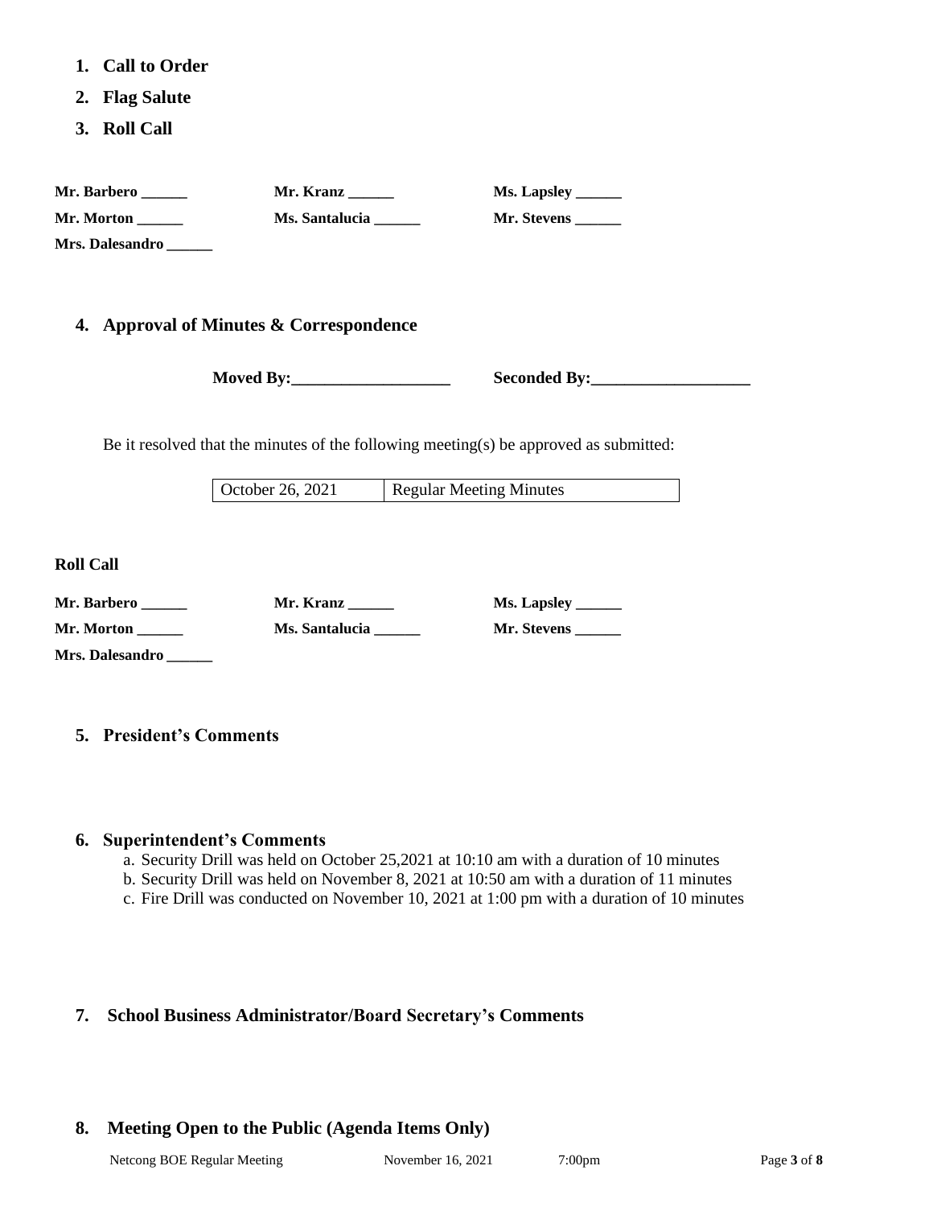1. **Call to Order**
2. **Flag Salute**
3. **Roll Call**

**Mr. Barbero ______** **Mr. Kranz ______** **Ms. Lapsley ______**
**Mr. Morton ______** **Ms. Santalucia ______** **Mr. Stevens ______**
**Mrs. Dalesandro ______**

4. **Approval of Minutes & Correspondence**

**Moved By:____________________** **Seconded By:____________________**

Be it resolved that the minutes of the following meeting(s) be approved as submitted:

| October 26, 2021 | Regular Meeting Minutes |
|---|---|

**Roll Call**

**Mr. Barbero ______** **Mr. Kranz ______** **Ms. Lapsley ______**
**Mr. Morton ______** **Ms. Santalucia ______** **Mr. Stevens ______**
**Mrs. Dalesandro ______**

5. **President's Comments**

6. **Superintendent's Comments**
   a. Security Drill was held on October 25,2021 at 10:10 am with a duration of 10 minutes
   b. Security Drill was held on November 8, 2021 at 10:50 am with a duration of 11 minutes
   c. Fire Drill was conducted on November 10, 2021 at 1:00 pm with a duration of 10 minutes

7. **School Business Administrator/Board Secretary's Comments**

8. **Meeting Open to the Public (Agenda Items Only)**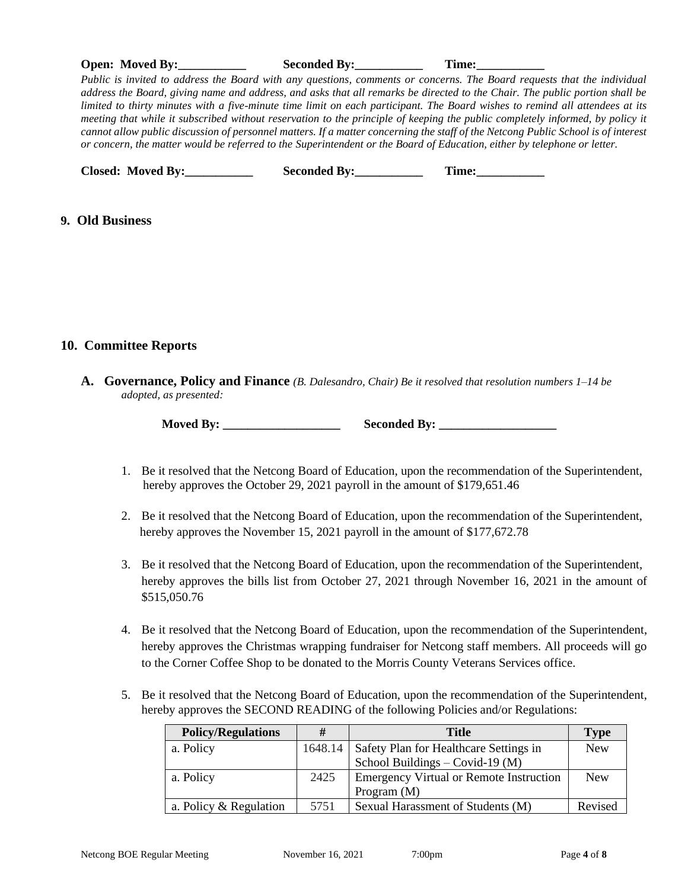**Open: Moved By:___________ Seconded By:___________ Time:___________**

*Public is invited to address the Board with any questions, comments or concerns. The Board requests that the individual address the Board, giving name and address, and asks that all remarks be directed to the Chair. The public portion shall be limited to thirty minutes with a five-minute time limit on each participant. The Board wishes to remind all attendees at its meeting that while it subscribed without reservation to the principle of keeping the public completely informed, by policy it cannot allow public discussion of personnel matters. If a matter concerning the staff of the Netcong Public School is of interest or concern, the matter would be referred to the Superintendent or the Board of Education, either by telephone or letter.*

**Closed: Moved By:___________ Seconded By:___________ Time:___________**

## 9. Old Business

## 10. Committee Reports

**A. Governance, Policy and Finance** *(B. Dalesandro, Chair) Be it resolved that resolution numbers 1–14 be adopted, as presented:*

**Moved By: ___________________ Seconded By: ___________________**

1. Be it resolved that the Netcong Board of Education, upon the recommendation of the Superintendent, hereby approves the October 29, 2021 payroll in the amount of $179,651.46

2. Be it resolved that the Netcong Board of Education, upon the recommendation of the Superintendent, hereby approves the November 15, 2021 payroll in the amount of $177,672.78

3. Be it resolved that the Netcong Board of Education, upon the recommendation of the Superintendent, hereby approves the bills list from October 27, 2021 through November 16, 2021 in the amount of $515,050.76

4. Be it resolved that the Netcong Board of Education, upon the recommendation of the Superintendent, hereby approves the Christmas wrapping fundraiser for Netcong staff members. All proceeds will go to the Corner Coffee Shop to be donated to the Morris County Veterans Services office.

5. Be it resolved that the Netcong Board of Education, upon the recommendation of the Superintendent, hereby approves the SECOND READING of the following Policies and/or Regulations:

| Policy/Regulations | # | Title | Type |
|---|---|---|---|
| a. Policy | 1648.14 | Safety Plan for Healthcare Settings in School Buildings – Covid-19 (M) | New |
| a. Policy | 2425 | Emergency Virtual or Remote Instruction Program (M) | New |
| a. Policy & Regulation | 5751 | Sexual Harassment of Students (M) | Revised |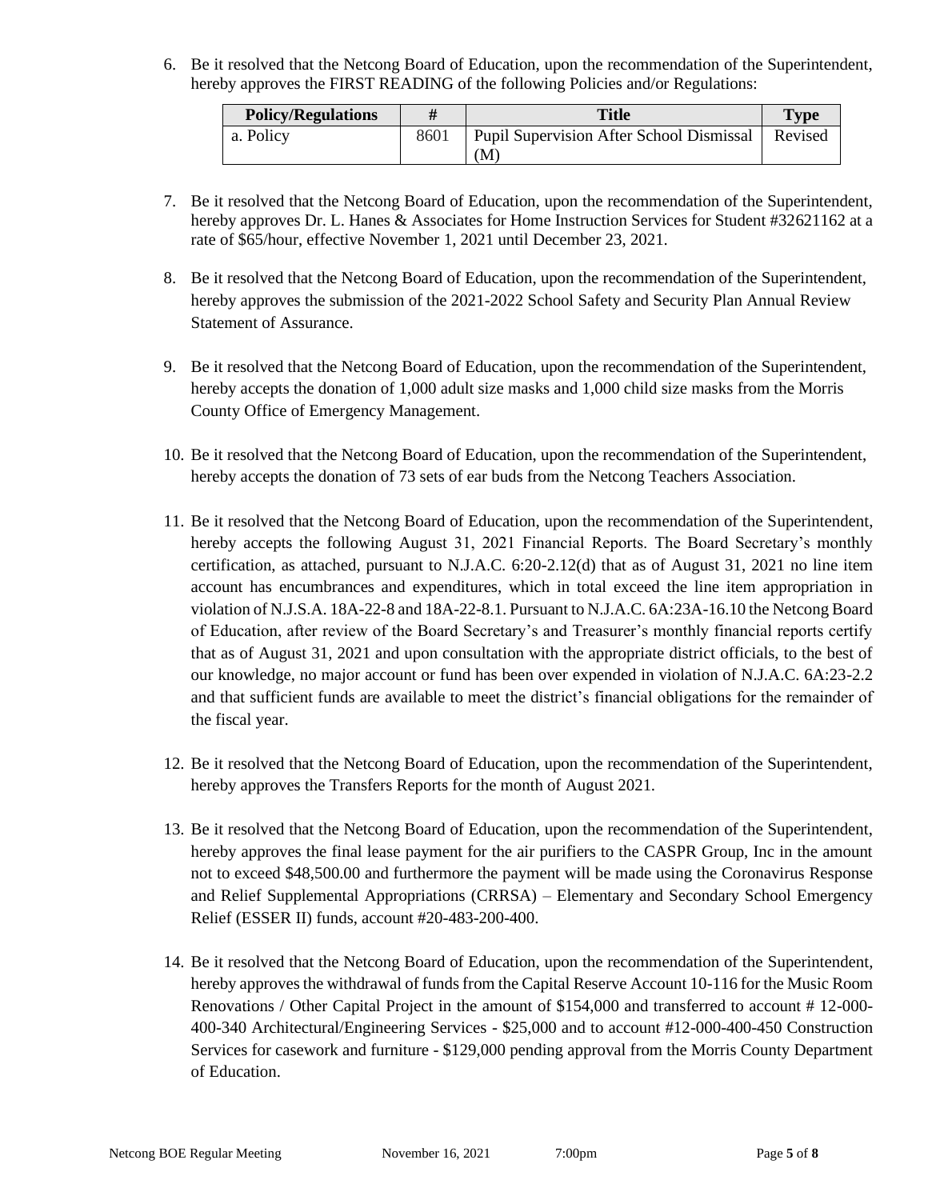6. Be it resolved that the Netcong Board of Education, upon the recommendation of the Superintendent, hereby approves the FIRST READING of the following Policies and/or Regulations:

| Policy/Regulations | # | Title | Type |
|---|---|---|---|
| a. Policy | 8601 | Pupil Supervision After School Dismissal (M) | Revised |

7. Be it resolved that the Netcong Board of Education, upon the recommendation of the Superintendent, hereby approves Dr. L. Hanes & Associates for Home Instruction Services for Student #32621162 at a rate of $65/hour, effective November 1, 2021 until December 23, 2021.

8. Be it resolved that the Netcong Board of Education, upon the recommendation of the Superintendent, hereby approves the submission of the 2021-2022 School Safety and Security Plan Annual Review Statement of Assurance.

9. Be it resolved that the Netcong Board of Education, upon the recommendation of the Superintendent, hereby accepts the donation of 1,000 adult size masks and 1,000 child size masks from the Morris County Office of Emergency Management.

10. Be it resolved that the Netcong Board of Education, upon the recommendation of the Superintendent, hereby accepts the donation of 73 sets of ear buds from the Netcong Teachers Association.

11. Be it resolved that the Netcong Board of Education, upon the recommendation of the Superintendent, hereby accepts the following August 31, 2021 Financial Reports. The Board Secretary's monthly certification, as attached, pursuant to N.J.A.C. 6:20-2.12(d) that as of August 31, 2021 no line item account has encumbrances and expenditures, which in total exceed the line item appropriation in violation of N.J.S.A. 18A-22-8 and 18A-22-8.1. Pursuant to N.J.A.C. 6A:23A-16.10 the Netcong Board of Education, after review of the Board Secretary's and Treasurer's monthly financial reports certify that as of August 31, 2021 and upon consultation with the appropriate district officials, to the best of our knowledge, no major account or fund has been over expended in violation of N.J.A.C. 6A:23-2.2 and that sufficient funds are available to meet the district's financial obligations for the remainder of the fiscal year.

12. Be it resolved that the Netcong Board of Education, upon the recommendation of the Superintendent, hereby approves the Transfers Reports for the month of August 2021.

13. Be it resolved that the Netcong Board of Education, upon the recommendation of the Superintendent, hereby approves the final lease payment for the air purifiers to the CASPR Group, Inc in the amount not to exceed $48,500.00 and furthermore the payment will be made using the Coronavirus Response and Relief Supplemental Appropriations (CRRSA) – Elementary and Secondary School Emergency Relief (ESSER II) funds, account #20-483-200-400.

14. Be it resolved that the Netcong Board of Education, upon the recommendation of the Superintendent, hereby approves the withdrawal of funds from the Capital Reserve Account 10-116 for the Music Room Renovations / Other Capital Project in the amount of $154,000 and transferred to account # 12-000-400-340 Architectural/Engineering Services - $25,000 and to account #12-000-400-450 Construction Services for casework and furniture - $129,000 pending approval from the Morris County Department of Education.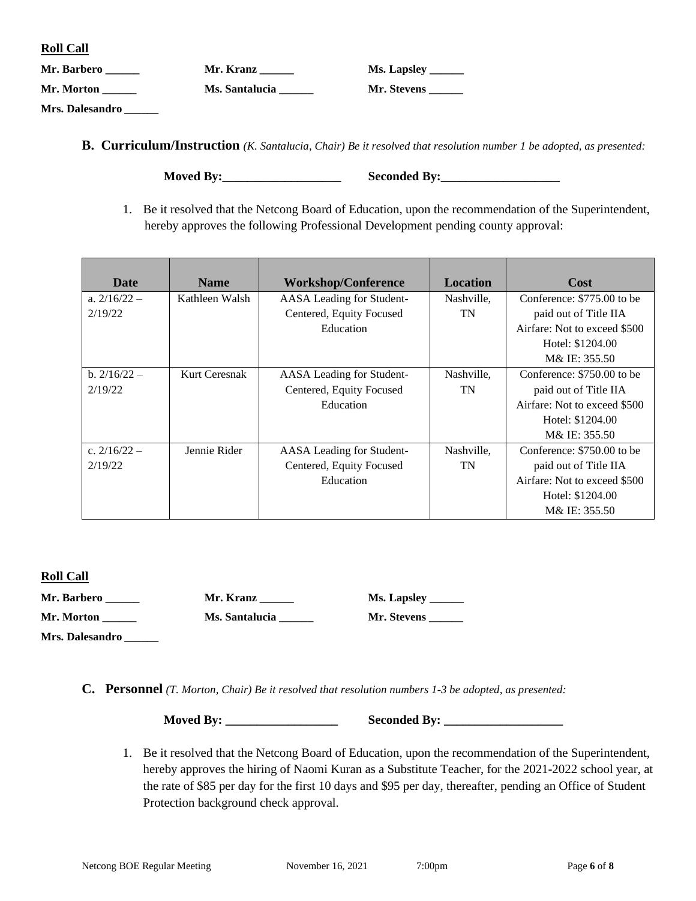**Roll Call**

**Mr. Barbero ______** **Mr. Kranz ______** **Ms. Lapsley ______**
**Mr. Morton ______** **Ms. Santalucia ______** **Mr. Stevens ______**
**Mrs. Dalesandro ______**

**B. Curriculum/Instruction** *(K. Santalucia, Chair) Be it resolved that resolution number 1 be adopted, as presented:*

**Moved By:___________________** **Seconded By:___________________**

1. Be it resolved that the Netcong Board of Education, upon the recommendation of the Superintendent, hereby approves the following Professional Development pending county approval:

| Date | Name | Workshop/Conference | Location | Cost |
|---|---|---|---|---|
| a. 2/16/22 – 2/19/22 | Kathleen Walsh | AASA Leading for Student-Centered, Equity Focused Education | Nashville, TN | Conference: $775.00 to be paid out of Title IIA<br>Airfare: Not to exceed $500<br>Hotel: $1204.00<br>M& IE: 355.50 |
| b. 2/16/22 – 2/19/22 | Kurt Ceresnak | AASA Leading for Student-Centered, Equity Focused Education | Nashville, TN | Conference: $750.00 to be paid out of Title IIA<br>Airfare: Not to exceed $500<br>Hotel: $1204.00<br>M& IE: 355.50 |
| c. 2/16/22 – 2/19/22 | Jennie Rider | AASA Leading for Student-Centered, Equity Focused Education | Nashville, TN | Conference: $750.00 to be paid out of Title IIA<br>Airfare: Not to exceed $500<br>Hotel: $1204.00<br>M& IE: 355.50 |

**Roll Call**

**Mr. Barbero ______** **Mr. Kranz ______** **Ms. Lapsley ______**
**Mr. Morton ______** **Ms. Santalucia ______** **Mr. Stevens ______**
**Mrs. Dalesandro ______**

**C. Personnel** *(T. Morton, Chair) Be it resolved that resolution numbers 1-3 be adopted, as presented:*

**Moved By: __________________** **Seconded By: ___________________**

1. Be it resolved that the Netcong Board of Education, upon the recommendation of the Superintendent, hereby approves the hiring of Naomi Kuran as a Substitute Teacher, for the 2021-2022 school year, at the rate of $85 per day for the first 10 days and $95 per day, thereafter, pending an Office of Student Protection background check approval.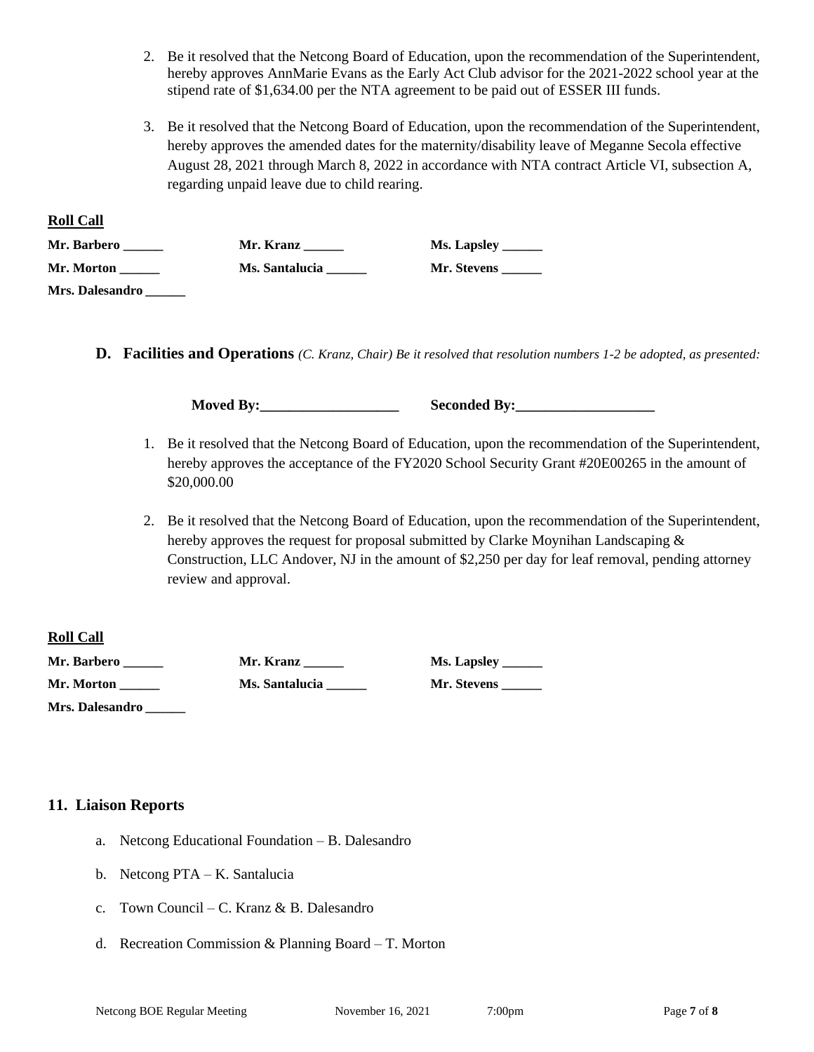2. Be it resolved that the Netcong Board of Education, upon the recommendation of the Superintendent, hereby approves AnnMarie Evans as the Early Act Club advisor for the 2021-2022 school year at the stipend rate of $1,634.00 per the NTA agreement to be paid out of ESSER III funds.

3. Be it resolved that the Netcong Board of Education, upon the recommendation of the Superintendent, hereby approves the amended dates for the maternity/disability leave of Meganne Secola effective August 28, 2021 through March 8, 2022 in accordance with NTA contract Article VI, subsection A, regarding unpaid leave due to child rearing.

**Roll Call**

**Mr. Barbero ______** **Mr. Kranz ______** **Ms. Lapsley ______**

**Mr. Morton ______** **Ms. Santalucia ______** **Mr. Stevens ______**

**Mrs. Dalesandro ______**

**D. Facilities and Operations** *(C. Kranz, Chair) Be it resolved that resolution numbers 1-2 be adopted, as presented:*

**Moved By:___________________** **Seconded By:___________________**

1. Be it resolved that the Netcong Board of Education, upon the recommendation of the Superintendent, hereby approves the acceptance of the FY2020 School Security Grant #20E00265 in the amount of $20,000.00

2. Be it resolved that the Netcong Board of Education, upon the recommendation of the Superintendent, hereby approves the request for proposal submitted by Clarke Moynihan Landscaping & Construction, LLC Andover, NJ in the amount of $2,250 per day for leaf removal, pending attorney review and approval.

**Roll Call**

**Mr. Barbero ______** **Mr. Kranz ______** **Ms. Lapsley ______**

**Mr. Morton ______** **Ms. Santalucia ______** **Mr. Stevens ______**

**Mrs. Dalesandro ______**

## 11. Liaison Reports

a. Netcong Educational Foundation – B. Dalesandro

b. Netcong PTA – K. Santalucia

c. Town Council – C. Kranz & B. Dalesandro

d. Recreation Commission & Planning Board – T. Morton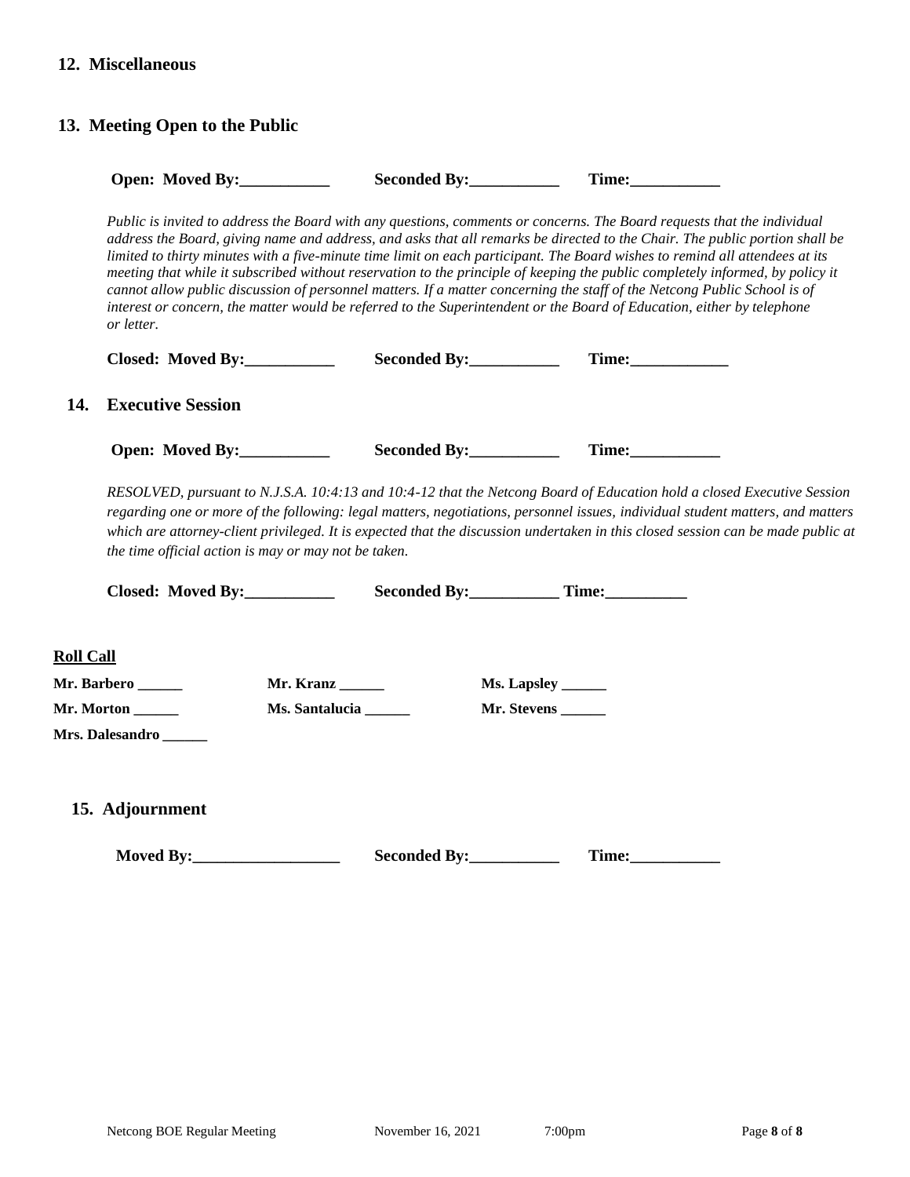## 12. Miscellaneous

## 13. Meeting Open to the Public

**Open: Moved By:___________ Seconded By:___________ Time:___________**

*Public is invited to address the Board with any questions, comments or concerns. The Board requests that the individual address the Board, giving name and address, and asks that all remarks be directed to the Chair. The public portion shall be limited to thirty minutes with a five-minute time limit on each participant. The Board wishes to remind all attendees at its meeting that while it subscribed without reservation to the principle of keeping the public completely informed, by policy it cannot allow public discussion of personnel matters. If a matter concerning the staff of the Netcong Public School is of interest or concern, the matter would be referred to the Superintendent or the Board of Education, either by telephone or letter.*

**Closed: Moved By:___________ Seconded By:___________ Time:____________**

## 14. Executive Session

**Open: Moved By:___________ Seconded By:___________ Time:___________**

*RESOLVED, pursuant to N.J.S.A. 10:4:13 and 10:4-12 that the Netcong Board of Education hold a closed Executive Session regarding one or more of the following: legal matters, negotiations, personnel issues, individual student matters, and matters which are attorney-client privileged. It is expected that the discussion undertaken in this closed session can be made public at the time official action is may or may not be taken.*

**Closed: Moved By:___________ Seconded By:___________ Time:__________**

**<u>Roll Call</u>**

**Mr. Barbero ______ Mr. Kranz ______ Ms. Lapsley ______**

**Mr. Morton ______ Ms. Santalucia ______ Mr. Stevens ______**

**Mrs. Dalesandro ______**

## 15. Adjournment

**Moved By:__________________ Seconded By:___________ Time:___________**